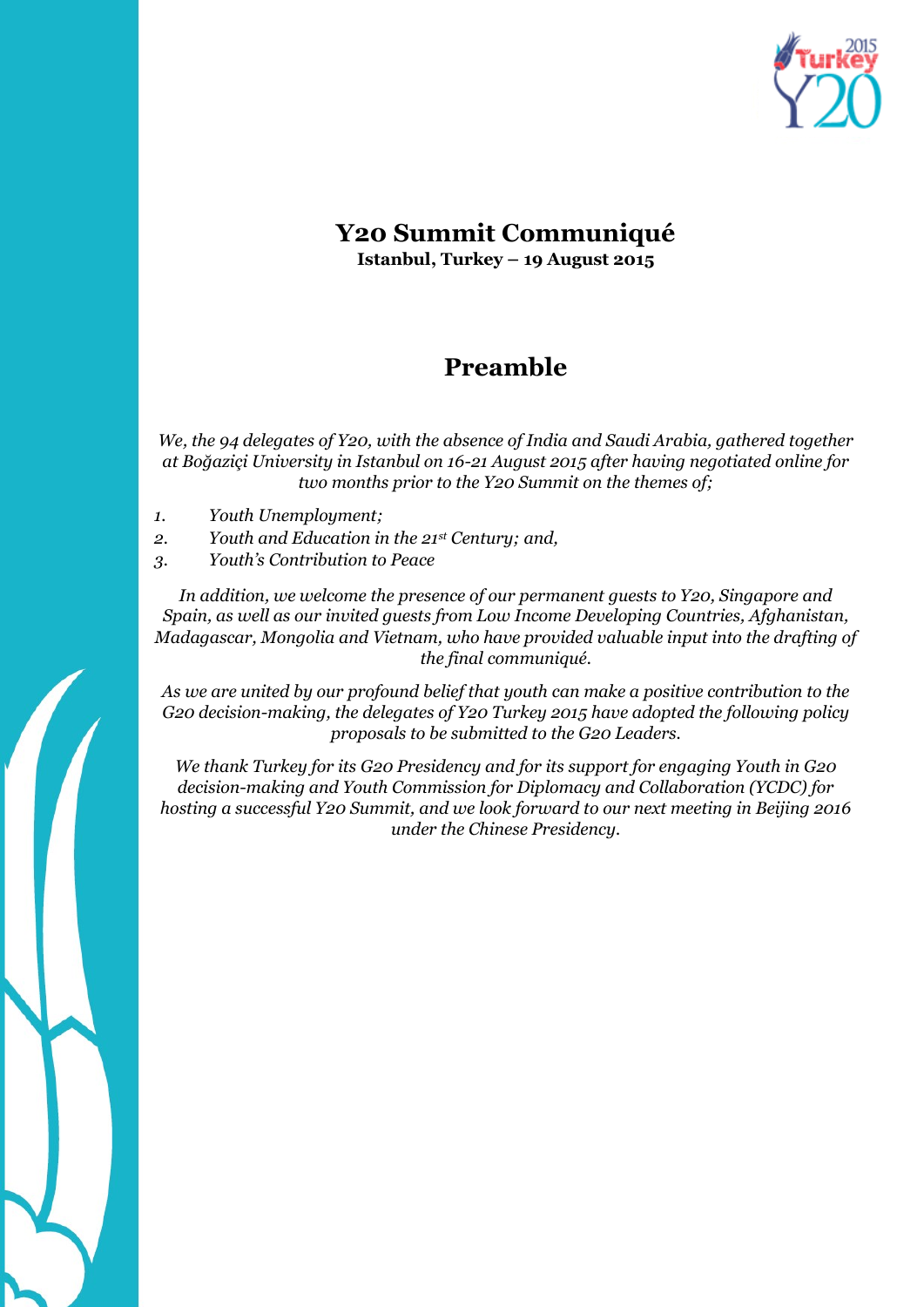# Y20 Summit Communiqué

**Istanbul, Turkey – 19 August 2015**

## Preamble

*We, the 94 delegates of Y20, with the absence of India and Saudi Arabia, gathered together at Boğaziçi University in Istanbul on 16-21 August 2015 after having negotiated online for two months prior to the Y20 Summit on the themes of;*

1. *Youth Unemployment;*
2. *Youth and Education in the 21st Century; and,*
3. *Youth's Contribution to Peace*

*In addition, we welcome the presence of our permanent guests to Y20, Singapore and Spain, as well as our invited guests from Low Income Developing Countries, Afghanistan, Madagascar, Mongolia and Vietnam, who have provided valuable input into the drafting of the final communiqué.*

*As we are united by our profound belief that youth can make a positive contribution to the G20 decision-making, the delegates of Y20 Turkey 2015 have adopted the following policy proposals to be submitted to the G20 Leaders.*

*We thank Turkey for its G20 Presidency and for its support for engaging Youth in G20 decision-making and Youth Commission for Diplomacy and Collaboration (YCDC) for hosting a successful Y20 Summit, and we look forward to our next meeting in Beijing 2016 under the Chinese Presidency.*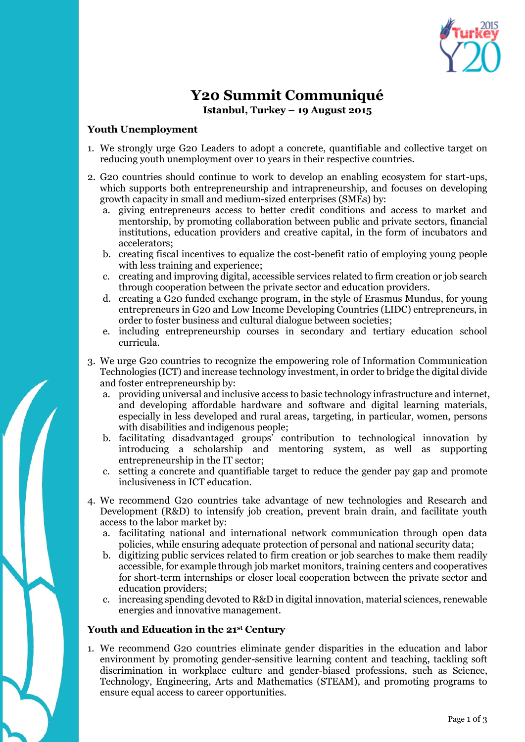# Y20 Summit Communiqué

**Istanbul, Turkey – 19 August 2015**

## Youth Unemployment

1. We strongly urge G20 Leaders to adopt a concrete, quantifiable and collective target on reducing youth unemployment over 10 years in their respective countries.
2. G20 countries should continue to work to develop an enabling ecosystem for start-ups, which supports both entrepreneurship and intrapreneurship, and focuses on developing growth capacity in small and medium-sized enterprises (SMEs) by:
   a. giving entrepreneurs access to better credit conditions and access to market and mentorship, by promoting collaboration between public and private sectors, financial institutions, education providers and creative capital, in the form of incubators and accelerators;
   b. creating fiscal incentives to equalize the cost-benefit ratio of employing young people with less training and experience;
   c. creating and improving digital, accessible services related to firm creation or job search through cooperation between the private sector and education providers.
   d. creating a G20 funded exchange program, in the style of Erasmus Mundus, for young entrepreneurs in G20 and Low Income Developing Countries (LIDC) entrepreneurs, in order to foster business and cultural dialogue between societies;
   e. including entrepreneurship courses in secondary and tertiary education school curricula.
3. We urge G20 countries to recognize the empowering role of Information Communication Technologies (ICT) and increase technology investment, in order to bridge the digital divide and foster entrepreneurship by:
   a. providing universal and inclusive access to basic technology infrastructure and internet, and developing affordable hardware and software and digital learning materials, especially in less developed and rural areas, targeting, in particular, women, persons with disabilities and indigenous people;
   b. facilitating disadvantaged groups' contribution to technological innovation by introducing a scholarship and mentoring system, as well as supporting entrepreneurship in the IT sector;
   c. setting a concrete and quantifiable target to reduce the gender pay gap and promote inclusiveness in ICT education.
4. We recommend G20 countries take advantage of new technologies and Research and Development (R&D) to intensify job creation, prevent brain drain, and facilitate youth access to the labor market by:
   a. facilitating national and international network communication through open data policies, while ensuring adequate protection of personal and national security data;
   b. digitizing public services related to firm creation or job searches to make them readily accessible, for example through job market monitors, training centers and cooperatives for short-term internships or closer local cooperation between the private sector and education providers;
   c. increasing spending devoted to R&D in digital innovation, material sciences, renewable energies and innovative management.

## Youth and Education in the 21st Century

1. We recommend G20 countries eliminate gender disparities in the education and labor environment by promoting gender-sensitive learning content and teaching, tackling soft discrimination in workplace culture and gender-biased professions, such as Science, Technology, Engineering, Arts and Mathematics (STEAM), and promoting programs to ensure equal access to career opportunities.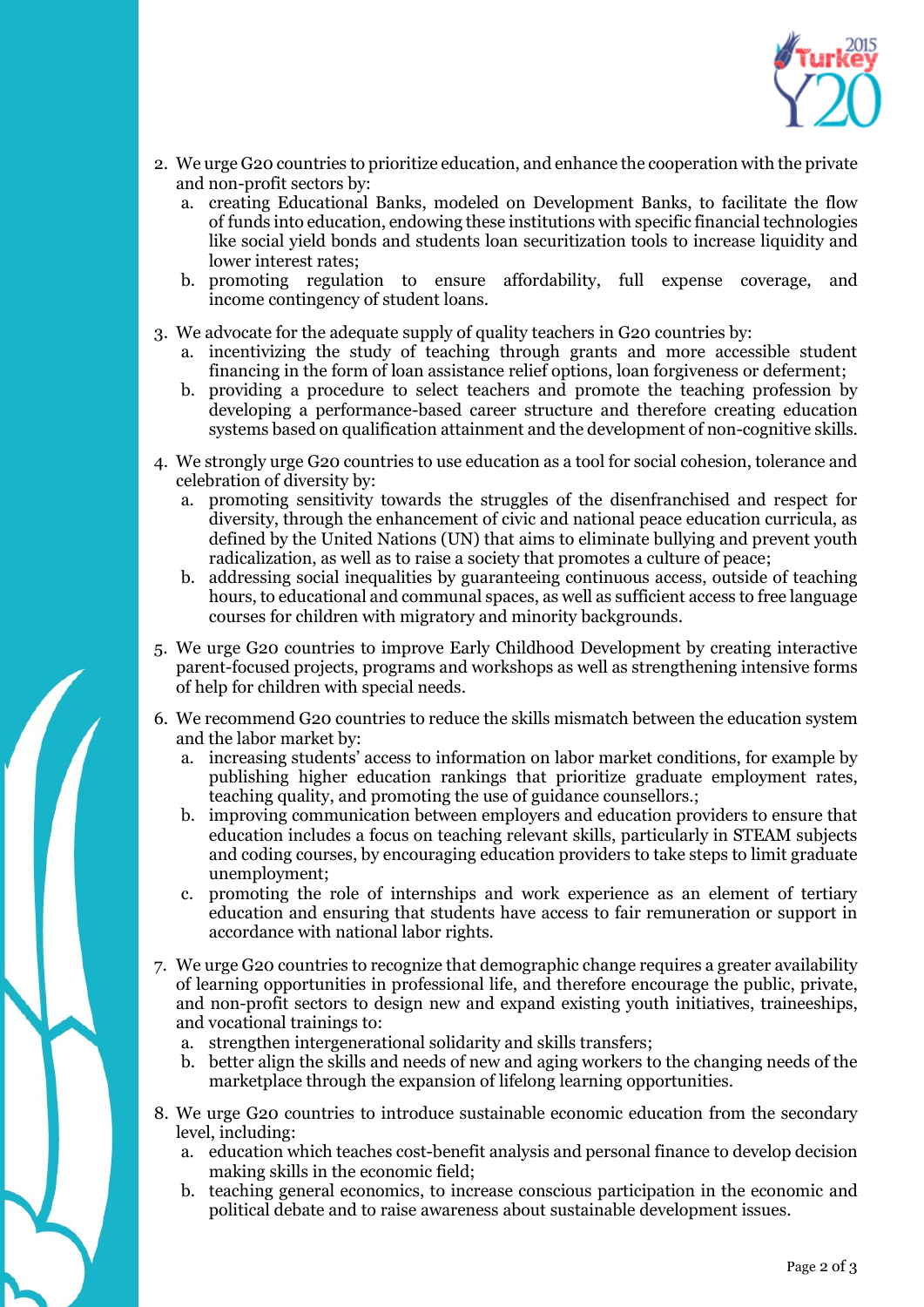2. We urge G20 countries to prioritize education, and enhance the cooperation with the private and non-profit sectors by:
   a. creating Educational Banks, modeled on Development Banks, to facilitate the flow of funds into education, endowing these institutions with specific financial technologies like social yield bonds and students loan securitization tools to increase liquidity and lower interest rates;
   b. promoting regulation to ensure affordability, full expense coverage, and income contingency of student loans.

3. We advocate for the adequate supply of quality teachers in G20 countries by:
   a. incentivizing the study of teaching through grants and more accessible student financing in the form of loan assistance relief options, loan forgiveness or deferment;
   b. providing a procedure to select teachers and promote the teaching profession by developing a performance-based career structure and therefore creating education systems based on qualification attainment and the development of non-cognitive skills.

4. We strongly urge G20 countries to use education as a tool for social cohesion, tolerance and celebration of diversity by:
   a. promoting sensitivity towards the struggles of the disenfranchised and respect for diversity, through the enhancement of civic and national peace education curricula, as defined by the United Nations (UN) that aims to eliminate bullying and prevent youth radicalization, as well as to raise a society that promotes a culture of peace;
   b. addressing social inequalities by guaranteeing continuous access, outside of teaching hours, to educational and communal spaces, as well as sufficient access to free language courses for children with migratory and minority backgrounds.

5. We urge G20 countries to improve Early Childhood Development by creating interactive parent-focused projects, programs and workshops as well as strengthening intensive forms of help for children with special needs.

6. We recommend G20 countries to reduce the skills mismatch between the education system and the labor market by:
   a. increasing students' access to information on labor market conditions, for example by publishing higher education rankings that prioritize graduate employment rates, teaching quality, and promoting the use of guidance counsellors.;
   b. improving communication between employers and education providers to ensure that education includes a focus on teaching relevant skills, particularly in STEAM subjects and coding courses, by encouraging education providers to take steps to limit graduate unemployment;
   c. promoting the role of internships and work experience as an element of tertiary education and ensuring that students have access to fair remuneration or support in accordance with national labor rights.

7. We urge G20 countries to recognize that demographic change requires a greater availability of learning opportunities in professional life, and therefore encourage the public, private, and non-profit sectors to design new and expand existing youth initiatives, traineeships, and vocational trainings to:
   a. strengthen intergenerational solidarity and skills transfers;
   b. better align the skills and needs of new and aging workers to the changing needs of the marketplace through the expansion of lifelong learning opportunities.

8. We urge G20 countries to introduce sustainable economic education from the secondary level, including:
   a. education which teaches cost-benefit analysis and personal finance to develop decision making skills in the economic field;
   b. teaching general economics, to increase conscious participation in the economic and political debate and to raise awareness about sustainable development issues.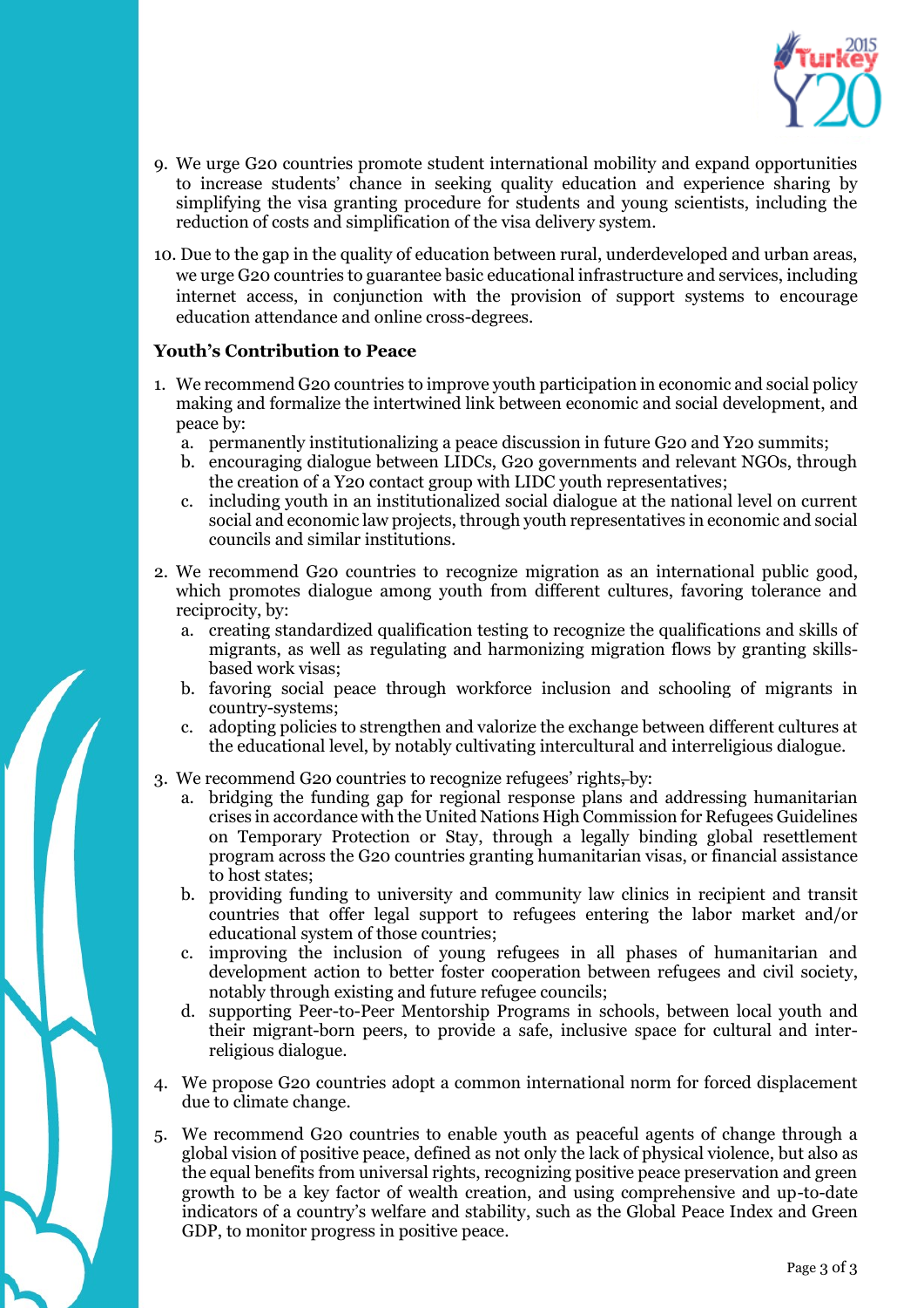9. We urge G20 countries promote student international mobility and expand opportunities to increase students' chance in seeking quality education and experience sharing by simplifying the visa granting procedure for students and young scientists, including the reduction of costs and simplification of the visa delivery system.

10. Due to the gap in the quality of education between rural, underdeveloped and urban areas, we urge G20 countries to guarantee basic educational infrastructure and services, including internet access, in conjunction with the provision of support systems to encourage education attendance and online cross-degrees.

**Youth's Contribution to Peace**

1. We recommend G20 countries to improve youth participation in economic and social policy making and formalize the intertwined link between economic and social development, and peace by:
   a. permanently institutionalizing a peace discussion in future G20 and Y20 summits;
   b. encouraging dialogue between LIDCs, G20 governments and relevant NGOs, through the creation of a Y20 contact group with LIDC youth representatives;
   c. including youth in an institutionalized social dialogue at the national level on current social and economic law projects, through youth representatives in economic and social councils and similar institutions.

2. We recommend G20 countries to recognize migration as an international public good, which promotes dialogue among youth from different cultures, favoring tolerance and reciprocity, by:
   a. creating standardized qualification testing to recognize the qualifications and skills of migrants, as well as regulating and harmonizing migration flows by granting skills-based work visas;
   b. favoring social peace through workforce inclusion and schooling of migrants in country-systems;
   c. adopting policies to strengthen and valorize the exchange between different cultures at the educational level, by notably cultivating intercultural and interreligious dialogue.

3. We recommend G20 countries to recognize refugees' rights, by:
   a. bridging the funding gap for regional response plans and addressing humanitarian crises in accordance with the United Nations High Commission for Refugees Guidelines on Temporary Protection or Stay, through a legally binding global resettlement program across the G20 countries granting humanitarian visas, or financial assistance to host states;
   b. providing funding to university and community law clinics in recipient and transit countries that offer legal support to refugees entering the labor market and/or educational system of those countries;
   c. improving the inclusion of young refugees in all phases of humanitarian and development action to better foster cooperation between refugees and civil society, notably through existing and future refugee councils;
   d. supporting Peer-to-Peer Mentorship Programs in schools, between local youth and their migrant-born peers, to provide a safe, inclusive space for cultural and inter-religious dialogue.

4. We propose G20 countries adopt a common international norm for forced displacement due to climate change.

5. We recommend G20 countries to enable youth as peaceful agents of change through a global vision of positive peace, defined as not only the lack of physical violence, but also as the equal benefits from universal rights, recognizing positive peace preservation and green growth to be a key factor of wealth creation, and using comprehensive and up-to-date indicators of a country's welfare and stability, such as the Global Peace Index and Green GDP, to monitor progress in positive peace.